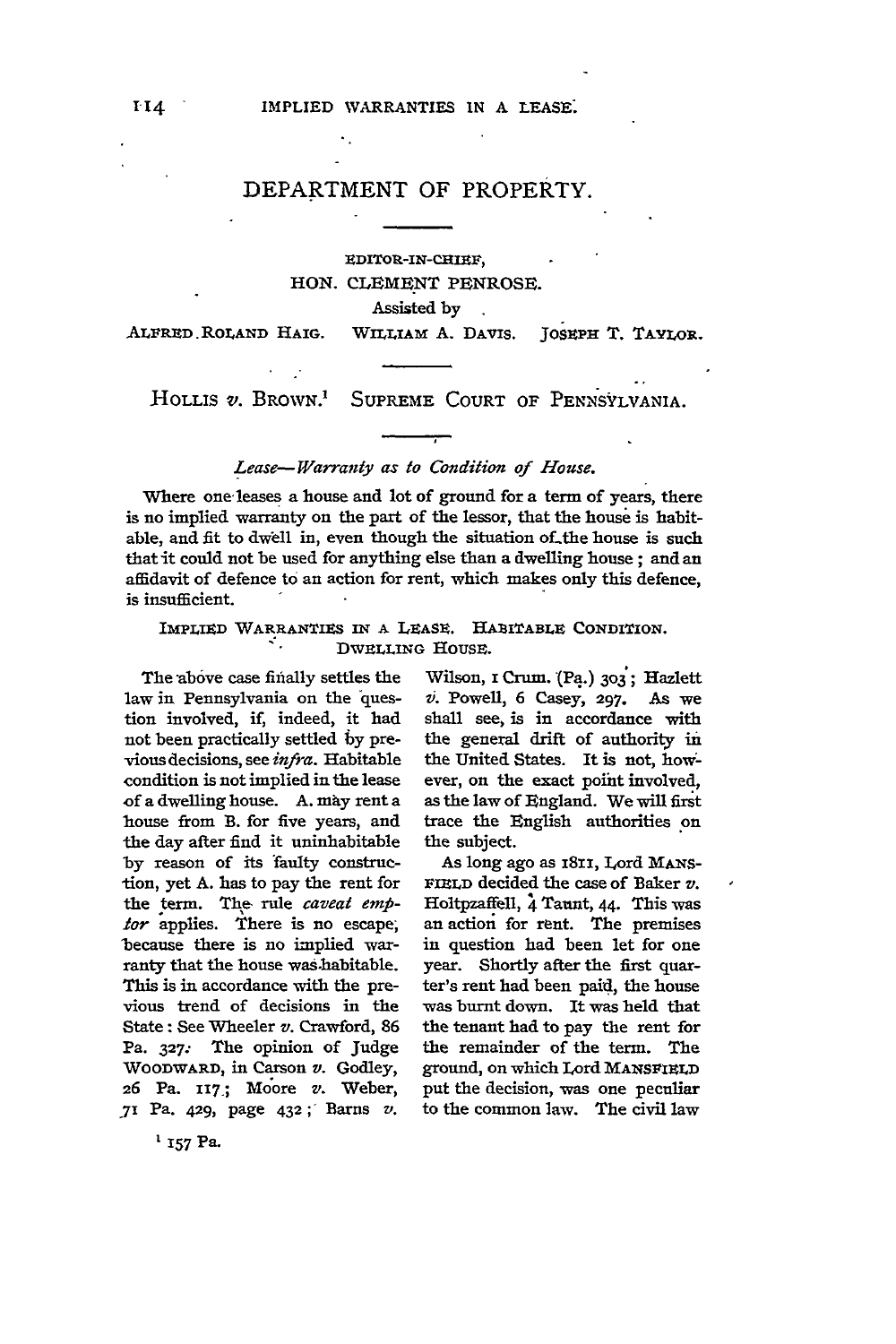# DEPARTMENT OF PROPERTY.

EDITOR-IN-CHIEF,
HON. CLEMENT PENROSE.
Assisted by
ALFRED ROLAND HAIG. WILLIAM A. DAVIS. JOSEPH T. TAYLOR.

## HOLLIS *v.* BROWN.[1] SUPREME COURT OF PENNSYLVANIA.

### *Lease—Warranty as to Condition of House.*

Where one leases a house and lot of ground for a term of years, there is no implied warranty on the part of the lessor, that the house is habitable, and fit to dwell in, even though the situation of the house is such that it could not be used for anything else than a dwelling house; and an affidavit of defence to an action for rent, which makes only this defence, is insufficient.

IMPLIED WARRANTIES IN A LEASE. HABITABLE CONDITION. DWELLING HOUSE.

The above case finally settles the law in Pennsylvania on the question involved, if, indeed, it had not been practically settled by previous decisions, see *infra*. Habitable condition is not implied in the lease of a dwelling house. A. may rent a house from B. for five years, and the day after find it uninhabitable by reason of its faulty construction, yet A. has to pay the rent for the term. The rule *caveat emptor* applies. There is no escape, because there is no implied warranty that the house was habitable. This is in accordance with the previous trend of decisions in the State: See Wheeler *v.* Crawford, 86 Pa. 327: The opinion of Judge WOODWARD, in Carson *v.* Godley, 26 Pa. 117; Moore *v.* Weber, 71 Pa. 429, page 432; Barns *v.* Wilson, 1 Crum. (Pa.) 303; Hazlett *v.* Powell, 6 Casey, 297. As we shall see, is in accordance with the general drift of authority in the United States. It is not, however, on the exact point involved, as the law of England. We will first trace the English authorities on the subject.

As long ago as 1811, Lord MANSFIELD decided the case of Baker *v.* Holtpzaffell, 4 Taunt, 44. This was an action for rent. The premises in question had been let for one year. Shortly after the first quarter's rent had been paid, the house was burnt down. It was held that the tenant had to pay the rent for the remainder of the term. The ground, on which Lord MANSFIELD put the decision, was one peculiar to the common law. The civil law

[1] 157 Pa.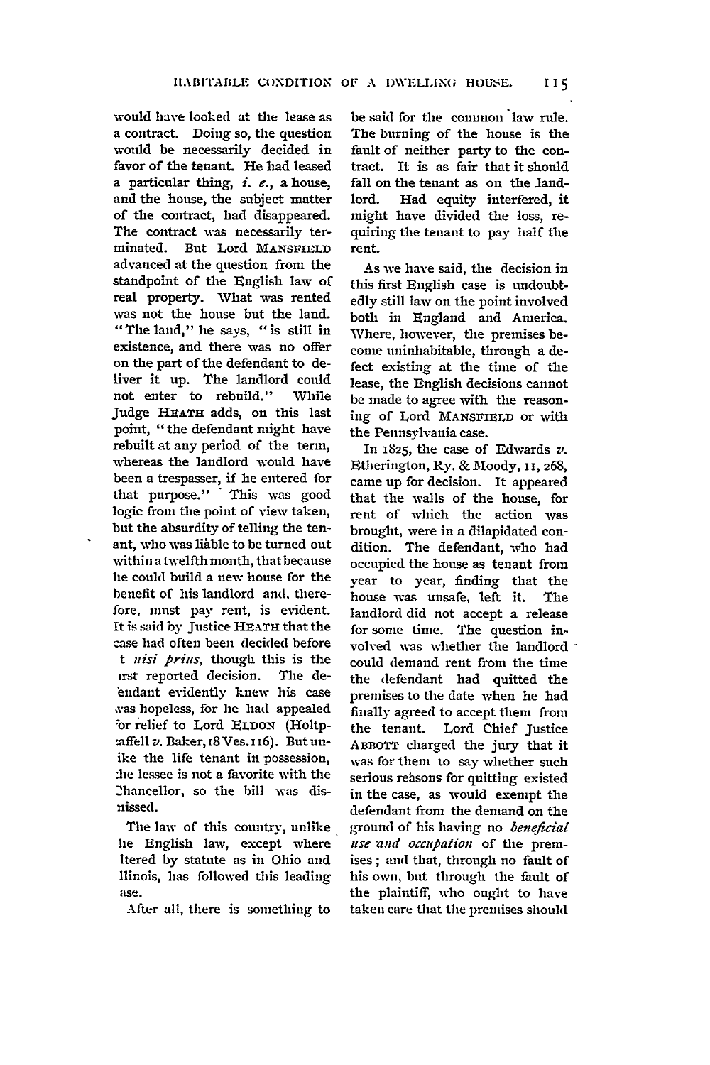would have looked at the lease as a contract. Doing so, the question would be necessarily decided in favor of the tenant. He had leased a particular thing, *i. e.*, a house, and the house, the subject matter of the contract, had disappeared. The contract was necessarily terminated. But Lord MANSFIELD advanced at the question from the standpoint of the English law of real property. What was rented was not the house but the land. "The land," he says, "is still in existence, and there was no offer on the part of the defendant to deliver it up. The landlord could not enter to rebuild." While Judge HEATH adds, on this last point, "the defendant might have rebuilt at any period of the term, whereas the landlord would have been a trespasser, if he entered for that purpose." This was good logic from the point of view taken, but the absurdity of telling the tenant, who was liable to be turned out within a twelfth month, that because he could build a new house for the benefit of his landlord and, therefore, must pay rent, is evident. It is said by Justice HEATH that the case had often been decided before t *nisi prius*, though this is the irst reported decision. The de'endant evidently knew his case was hopeless, for he had appealed for relief to Lord ELDON (Holtpaffell *v.* Baker, 18 Ves. 116). But unike the life tenant in possession, the lessee is not a favorite with the Chancellor, so the bill was dismissed.

The law of this country, unlike he English law, except where ltered by statute as in Ohio and llinois, has followed this leading ase.

After all, there is something to be said for the common law rule. The burning of the house is the fault of neither party to the contract. It is as fair that it should fall on the tenant as on the landlord. Had equity interfered, it might have divided the loss, requiring the tenant to pay half the rent.

As we have said, the decision in this first English case is undoubtedly still law on the point involved both in England and America. Where, however, the premises become uninhabitable, through a defect existing at the time of the lease, the English decisions cannot be made to agree with the reasoning of Lord MANSFIELD or with the Pennsylvania case.

In 1825, the case of Edwards *v.* Etherington, Ry. & Moody, 11, 268, came up for decision. It appeared that the walls of the house, for rent of which the action was brought, were in a dilapidated condition. The defendant, who had occupied the house as tenant from year to year, finding that the house was unsafe, left it. The landlord did not accept a release for some time. The question involved was whether the landlord could demand rent from the time the defendant had quitted the premises to the date when he had finally agreed to accept them from the tenant. Lord Chief Justice ABBOTT charged the jury that it was for them to say whether such serious reasons for quitting existed in the case, as would exempt the defendant from the demand on the ground of his having no *beneficial use and occupation* of the premises; and that, through no fault of his own, but through the fault of the plaintiff, who ought to have taken care that the premises should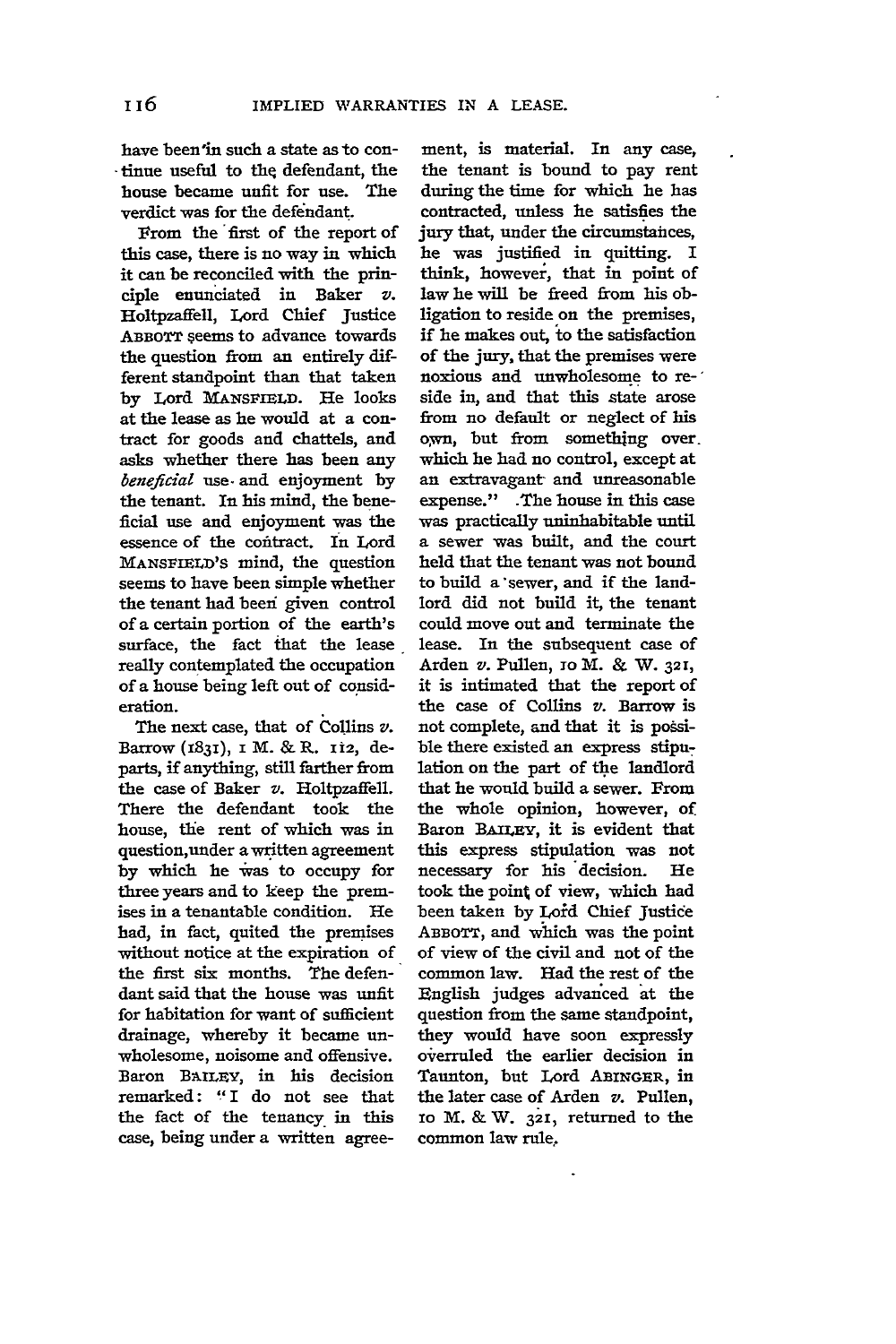have been in such a state as to continue useful to the defendant, the house became unfit for use. The verdict was for the defendant.

From the first of the report of this case, there is no way in which it can be reconciled with the principle enunciated in Baker *v.* Holtpzaffell, Lord Chief Justice ABBOTT seems to advance towards the question from an entirely different standpoint than that taken by Lord MANSFIELD. He looks at the lease as he would at a contract for goods and chattels, and asks whether there has been any *beneficial* use and enjoyment by the tenant. In his mind, the beneficial use and enjoyment was the essence of the contract. In Lord MANSFIELD'S mind, the question seems to have been simple whether the tenant had been given control of a certain portion of the earth's surface, the fact that the lease really contemplated the occupation of a house being left out of consideration.

The next case, that of Collins *v.* Barrow (1831), 1 M. & R. 112, departs, if anything, still farther from the case of Baker *v.* Holtpzaffell. There the defendant took the house, the rent of which was in question, under a written agreement by which he was to occupy for three years and to keep the premises in a tenantable condition. He had, in fact, quited the premises without notice at the expiration of the first six months. The defendant said that the house was unfit for habitation for want of sufficient drainage, whereby it became unwholesome, noisome and offensive. Baron BAILEY, in his decision remarked: "I do not see that the fact of the tenancy in this case, being under a written agreement, is material. In any case, the tenant is bound to pay rent during the time for which he has contracted, unless he satisfies the jury that, under the circumstances, he was justified in quitting. I think, however, that in point of law he will be freed from his obligation to reside on the premises, if he makes out, to the satisfaction of the jury, that the premises were noxious and unwholesome to reside in, and that this state arose from no default or neglect of his own, but from something over which he had no control, except at an extravagant and unreasonable expense." The house in this case was practically uninhabitable until a sewer was built, and the court held that the tenant was not bound to build a sewer, and if the landlord did not build it, the tenant could move out and terminate the lease. In the subsequent case of Arden *v.* Pullen, 10 M. & W. 321, it is intimated that the report of the case of Collins *v.* Barrow is not complete, and that it is possible there existed an express stipulation on the part of the landlord that he would build a sewer. From the whole opinion, however, of Baron BAILEY, it is evident that this express stipulation was not necessary for his decision. He took the point of view, which had been taken by Lord Chief Justice ABBOTT, and which was the point of view of the civil and not of the common law. Had the rest of the English judges advanced at the question from the same standpoint, they would have soon expressly overruled the earlier decision in Taunton, but Lord ABINGER, in the later case of Arden *v.* Pullen, 10 M. & W. 321, returned to the common law rule.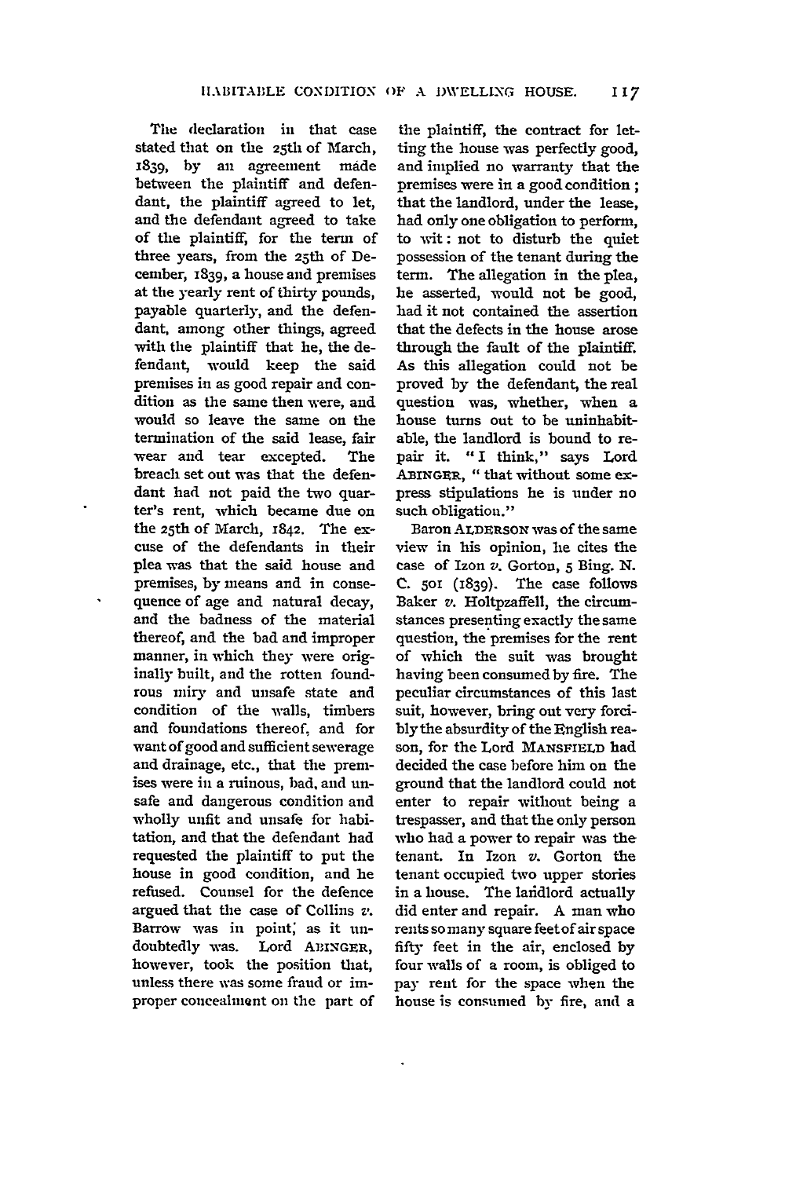The declaration in that case stated that on the 25th of March, 1839, by an agreement made between the plaintiff and defendant, the plaintiff agreed to let, and the defendant agreed to take of the plaintiff, for the term of three years, from the 25th of December, 1839, a house and premises at the yearly rent of thirty pounds, payable quarterly, and the defendant, among other things, agreed with the plaintiff that he, the defendant, would keep the said premises in as good repair and condition as the same then were, and would so leave the same on the termination of the said lease, fair wear and tear excepted. The breach set out was that the defendant had not paid the two quarter's rent, which became due on the 25th of March, 1842. The excuse of the defendants in their plea was that the said house and premises, by means and in consequence of age and natural decay, and the badness of the material thereof, and the bad and improper manner, in which they were originally built, and the rotten foundrous miry and unsafe state and condition of the walls, timbers and foundations thereof, and for want of good and sufficient sewerage and drainage, etc., that the premises were in a ruinous, bad, and unsafe and dangerous condition and wholly unfit and unsafe for habitation, and that the defendant had requested the plaintiff to put the house in good condition, and he refused. Counsel for the defence argued that the case of Collins *v.* Barrow was in point, as it undoubtedly was. Lord ABINGER, however, took the position that, unless there was some fraud or improper concealment on the part of the plaintiff, the contract for letting the house was perfectly good, and implied no warranty that the premises were in a good condition; that the landlord, under the lease, had only one obligation to perform, to wit: not to disturb the quiet possession of the tenant during the term. The allegation in the plea, he asserted, would not be good, had it not contained the assertion that the defects in the house arose through the fault of the plaintiff. As this allegation could not be proved by the defendant, the real question was, whether, when a house turns out to be uninhabitable, the landlord is bound to repair it. "I think," says Lord ABINGER, "that without some express stipulations he is under no such obligation."

Baron ALDERSON was of the same view in his opinion, he cites the case of Izon *v.* Gorton, 5 Bing. N. C. 501 (1839). The case follows Baker *v.* Holtpzaffell, the circumstances presenting exactly the same question, the premises for the rent of which the suit was brought having been consumed by fire. The peculiar circumstances of this last suit, however, bring out very forcibly the absurdity of the English reason, for the Lord MANSFIELD had decided the case before him on the ground that the landlord could not enter to repair without being a trespasser, and that the only person who had a power to repair was the tenant. In Izon *v.* Gorton the tenant occupied two upper stories in a house. The landlord actually did enter and repair. A man who rents so many square feet of air space fifty feet in the air, enclosed by four walls of a room, is obliged to pay rent for the space when the house is consumed by fire, and a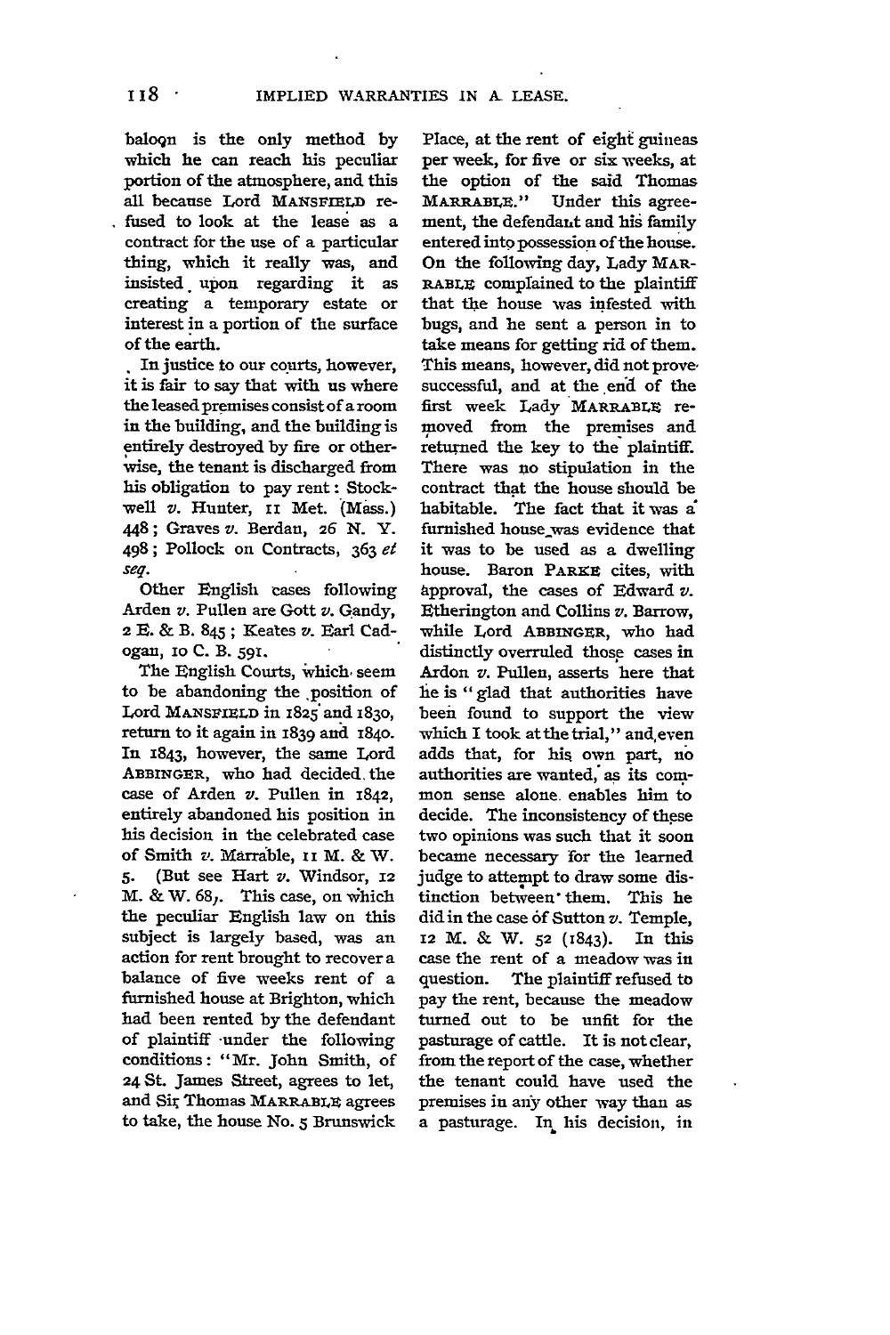baloon is the only method by which he can reach his peculiar portion of the atmosphere, and this all because Lord MANSFIELD refused to look at the lease as a contract for the use of a particular thing, which it really was, and insisted upon regarding it as creating a temporary estate or interest in a portion of the surface of the earth.

In justice to our courts, however, it is fair to say that with us where the leased premises consist of a room in the building, and the building is entirely destroyed by fire or otherwise, the tenant is discharged from his obligation to pay rent: Stockwell *v.* Hunter, 11 Met. (Mass.) 448; Graves *v.* Berdan, 26 N. Y. 498; Pollock on Contracts, 363 *et seq.*

Other English cases following Arden *v.* Pullen are Gott *v.* Gandy, 2 E. & B. 845; Keates *v.* Earl Cadogan, 10 C. B. 591.

The English Courts, which seem to be abandoning the position of Lord MANSFIELD in 1825 and 1830, return to it again in 1839 and 1840. In 1843, however, the same Lord ABBINGER, who had decided the case of Arden *v.* Pullen in 1842, entirely abandoned his position in his decision in the celebrated case of Smith *v.* Marrable, 11 M. & W. 5. (But see Hart *v.* Windsor, 12 M. & W. 68). This case, on which the peculiar English law on this subject is largely based, was an action for rent brought to recover a balance of five weeks rent of a furnished house at Brighton, which had been rented by the defendant of plaintiff under the following conditions: "Mr. John Smith, of 24 St. James Street, agrees to let, and Sir Thomas MARRABLE agrees to take, the house No. 5 Brunswick Place, at the rent of eight guineas per week, for five or six weeks, at the option of the said Thomas MARRABLE." Under this agreement, the defendant and his family entered into possession of the house. On the following day, Lady MARRABLE complained to the plaintiff that the house was infested with bugs, and he sent a person in to take means for getting rid of them. This means, however, did not prove successful, and at the end of the first week Lady MARRABLE removed from the premises and returned the key to the plaintiff. There was no stipulation in the contract that the house should be habitable. The fact that it was a furnished house was evidence that it was to be used as a dwelling house. Baron PARKE cites, with approval, the cases of Edward *v.* Etherington and Collins *v.* Barrow, while Lord ABBINGER, who had distinctly overruled those cases in Ardon *v.* Pullen, asserts here that he is "glad that authorities have been found to support the view which I took at the trial," and even adds that, for his own part, no authorities are wanted, as its common sense alone enables him to decide. The inconsistency of these two opinions was such that it soon became necessary for the learned judge to attempt to draw some distinction between them. This he did in the case of Sutton *v.* Temple, 12 M. & W. 52 (1843). In this case the rent of a meadow was in question. The plaintiff refused to pay the rent, because the meadow turned out to be unfit for the pasturage of cattle. It is not clear, from the report of the case, whether the tenant could have used the premises in any other way than as a pasturage. In his decision, in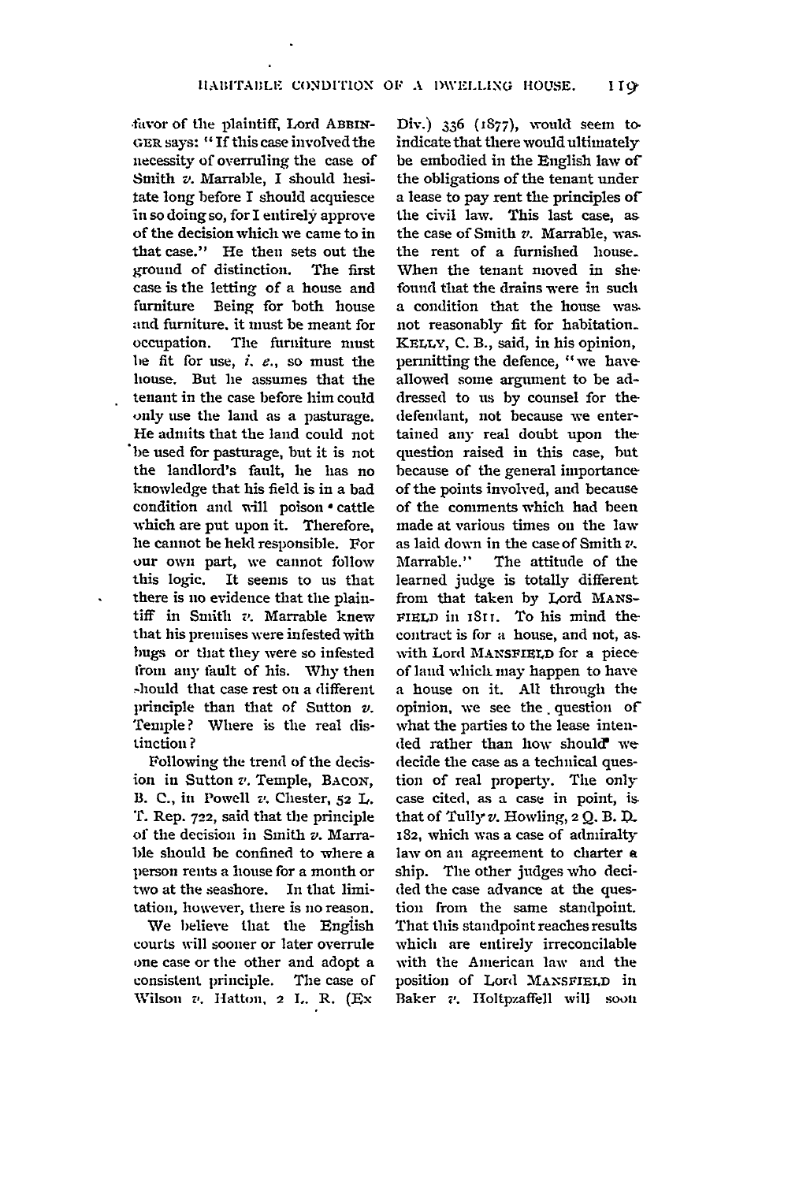favor of the plaintiff, Lord ABBINGER says: "If this case involved the necessity of overruling the case of Smith *v.* Marrable, I should hesitate long before I should acquiesce in so doing so, for I entirely approve of the decision which we came to in that case." He then sets out the ground of distinction. The first case is the letting of a house and furniture Being for both house and furniture, it must be meant for occupation. The furniture must be fit for use, *i. e.*, so must the house. But he assumes that the tenant in the case before him could only use the land as a pasturage. He admits that the land could not be used for pasturage, but it is not the landlord's fault, he has no knowledge that his field is in a bad condition and will poison cattle which are put upon it. Therefore, he cannot be held responsible. For our own part, we cannot follow this logic. It seems to us that there is no evidence that the plaintiff in Smith *v.* Marrable knew that his premises were infested with bugs or that they were so infested from any fault of his. Why then should that case rest on a different principle than that of Sutton *v.* Temple? Where is the real distinction?

Following the trend of the decision in Sutton *v.* Temple, BACON, B. C., in Powell *v.* Chester, 52 L. T. Rep. 722, said that the principle of the decision in Smith *v.* Marrable should be confined to where a person rents a house for a month or two at the seashore. In that limitation, however, there is no reason.

We believe that the English courts will sooner or later overrule one case or the other and adopt a consistent principle. The case of Wilson *v.* Hatton, 2 L. R. (Ex Div.) 336 (1877), would seem to indicate that there would ultimately be embodied in the English law of the obligations of the tenant under a lease to pay rent the principles of the civil law. This last case, as the case of Smith *v.* Marrable, was the rent of a furnished house. When the tenant moved in she found that the drains were in such a condition that the house was not reasonably fit for habitation. KELLY, C. B., said, in his opinion, permitting the defence, "we have allowed some argument to be addressed to us by counsel for the defendant, not because we entertained any real doubt upon the question raised in this case, but because of the general importance of the points involved, and because of the comments which had been made at various times on the law as laid down in the case of Smith *v.* Marrable." The attitude of the learned judge is totally different from that taken by Lord MANSFIELD in 1811. To his mind the contract is for a house, and not, as with Lord MANSFIELD for a piece of land which may happen to have a house on it. All through the opinion, we see the question of what the parties to the lease intended rather than how should we decide the case as a technical question of real property. The only case cited, as a case in point, is that of Tully *v.* Howling, 2 Q. B. D. 182, which was a case of admiralty law on an agreement to charter a ship. The other judges who decided the case advance at the question from the same standpoint. That this standpoint reaches results which are entirely irreconcilable with the American law and the position of Lord MANSFIELD in Baker *v.* Holtpzaffell will soon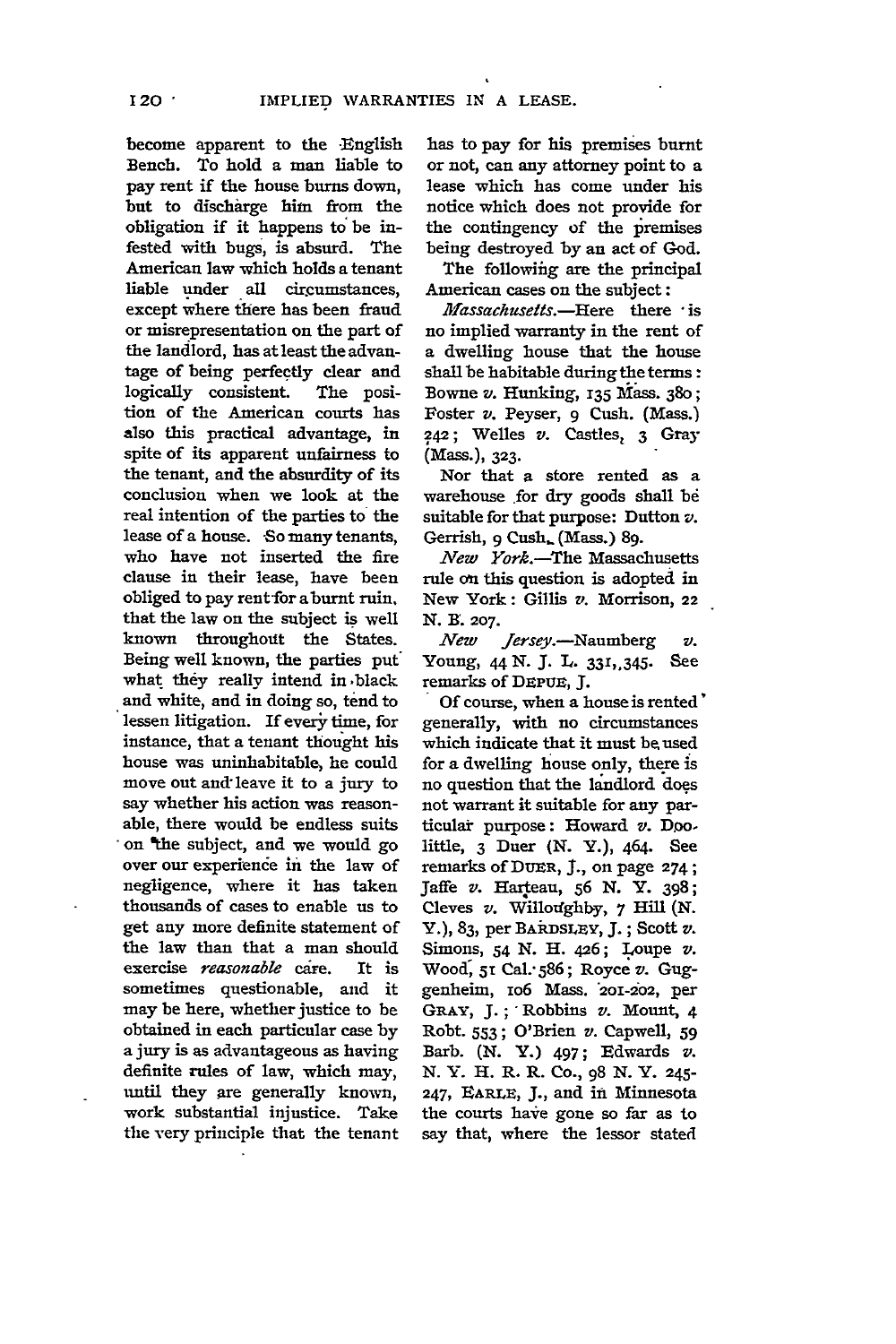become apparent to the English Bench. To hold a man liable to pay rent if the house burns down, but to discharge him from the obligation if it happens to be infested with bugs, is absurd. The American law which holds a tenant liable under all circumstances, except where there has been fraud or misrepresentation on the part of the landlord, has at least the advantage of being perfectly clear and logically consistent. The position of the American courts has also this practical advantage, in spite of its apparent unfairness to the tenant, and the absurdity of its conclusion when we look at the real intention of the parties to the lease of a house. So many tenants, who have not inserted the fire clause in their lease, have been obliged to pay rent for a burnt ruin, that the law on the subject is well known throughout the States. Being well known, the parties put what they really intend in black and white, and in doing so, tend to lessen litigation. If every time, for instance, that a tenant thought his house was uninhabitable, he could move out and leave it to a jury to say whether his action was reasonable, there would be endless suits on the subject, and we would go over our experience in the law of negligence, where it has taken thousands of cases to enable us to get any more definite statement of the law than that a man should exercise *reasonable* care. It is sometimes questionable, and it may be here, whether justice to be obtained in each particular case by a jury is as advantageous as having definite rules of law, which may, until they are generally known, work substantial injustice. Take the very principle that the tenant has to pay for his premises burnt or not, can any attorney point to a lease which has come under his notice which does not provide for the contingency of the premises being destroyed by an act of God.

The following are the principal American cases on the subject:

*Massachusetts*.—Here there is no implied warranty in the rent of a dwelling house that the house shall be habitable during the terms: Bowne *v.* Hunking, 135 Mass. 380; Foster *v.* Peyser, 9 Cush. (Mass.) 242; Welles *v.* Castles, 3 Gray (Mass.), 323.

Nor that a store rented as a warehouse for dry goods shall be suitable for that purpose: Dutton *v.* Gerrish, 9 Cush. (Mass.) 89.

*New York*.—The Massachusetts rule on this question is adopted in New York: Gillis *v.* Morrison, 22 N. B. 207.

*New Jersey*.—Naumberg *v.* Young, 44 N. J. L. 331, 345. See remarks of DEPUE, J.

Of course, when a house is rented generally, with no circumstances which indicate that it must be used for a dwelling house only, there is no question that the landlord does not warrant it suitable for any particular purpose: Howard *v.* Doolittle, 3 Duer (N. Y.), 464. See remarks of DUER, J., on page 274; Jaffe *v.* Harteau, 56 N. Y. 398; Cleves *v.* Willoughby, 7 Hill (N. Y.), 83, per BARDSLEY, J.; Scott *v.* Simons, 54 N. H. 426; Loupe *v.* Wood, 51 Cal. 586; Royce *v.* Guggenheim, 106 Mass. 201-202, per GRAY, J.; Robbins *v.* Mount, 4 Robt. 553; O'Brien *v.* Capwell, 59 Barb. (N. Y.) 497; Edwards *v.* N. Y. H. R. R. Co., 98 N. Y. 245-247, EARLE, J., and in Minnesota the courts have gone so far as to say that, where the lessor stated